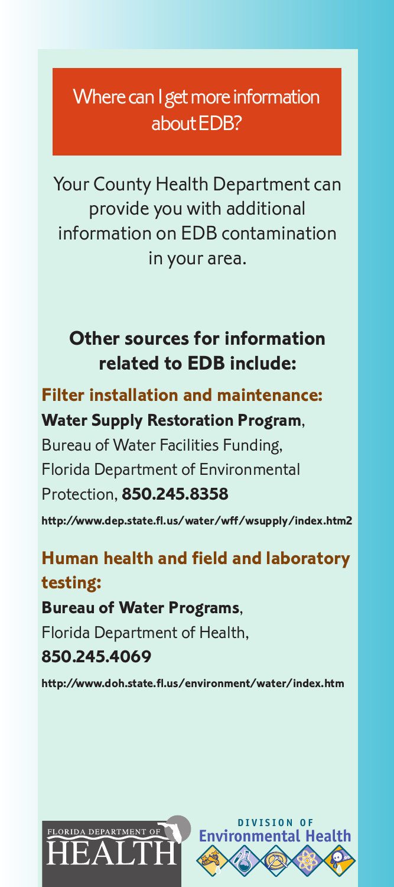## Where can I get more information about EDB?

Your County Health Department can provide you with additional information on EDB contamination in your area.

### Other sources for information related to EDB include:

**Filter installation and maintenance:**

**Water Supply Restoration Program**, Bureau of Water Facilities Funding, Florida Department of Environmental Protection, **850.245.8358**

**http://www.dep.state.fl.us/water/wff/wsupply/index.htm2**

**Human health and field and laboratory testing:**

**Bureau of Water Programs**, Florida Department of Health, **850.245.4069**

**http://www.doh.state.fl.us/environment/water/index.htm**

FLORIDA DEPARTMENT OF HEALTH

DIVISION OF Environmental Health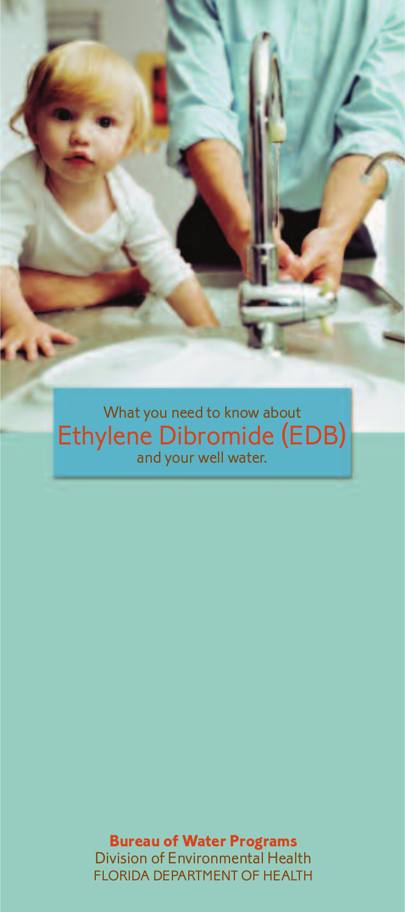What you need to know about

# Ethylene Dibromide (EDB)

and your well water.

**Bureau of Water Programs**

Division of Environmental Health

FLORIDA DEPARTMENT OF HEALTH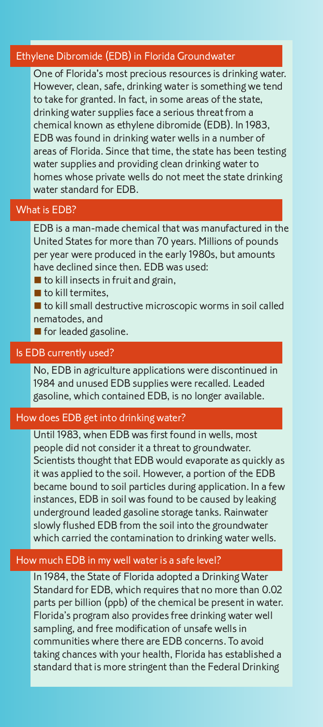## Ethylene Dibromide (EDB) in Florida Groundwater

One of Florida's most precious resources is drinking water. However, clean, safe, drinking water is something we tend to take for granted. In fact, in some areas of the state, drinking water supplies face a serious threat from a chemical known as ethylene dibromide (EDB). In 1983, EDB was found in drinking water wells in a number of areas of Florida. Since that time, the state has been testing water supplies and providing clean drinking water to homes whose private wells do not meet the state drinking water standard for EDB.

## What is EDB?

EDB is a man-made chemical that was manufactured in the United States for more than 70 years. Millions of pounds per year were produced in the early 1980s, but amounts have declined since then. EDB was used:

- to kill insects in fruit and grain,
- to kill termites,
- to kill small destructive microscopic worms in soil called nematodes, and
- for leaded gasoline.

## Is EDB currently used?

No, EDB in agriculture applications were discontinued in 1984 and unused EDB supplies were recalled. Leaded gasoline, which contained EDB, is no longer available.

## How does EDB get into drinking water?

Until 1983, when EDB was first found in wells, most people did not consider it a threat to groundwater. Scientists thought that EDB would evaporate as quickly as it was applied to the soil. However, a portion of the EDB became bound to soil particles during application. In a few instances, EDB in soil was found to be caused by leaking underground leaded gasoline storage tanks. Rainwater slowly flushed EDB from the soil into the groundwater which carried the contamination to drinking water wells.

## How much EDB in my well water is a safe level?

In 1984, the State of Florida adopted a Drinking Water Standard for EDB, which requires that no more than 0.02 parts per billion (ppb) of the chemical be present in water. Florida's program also provides free drinking water well sampling, and free modification of unsafe wells in communities where there are EDB concerns. To avoid taking chances with your health, Florida has established a standard that is more stringent than the Federal Drinking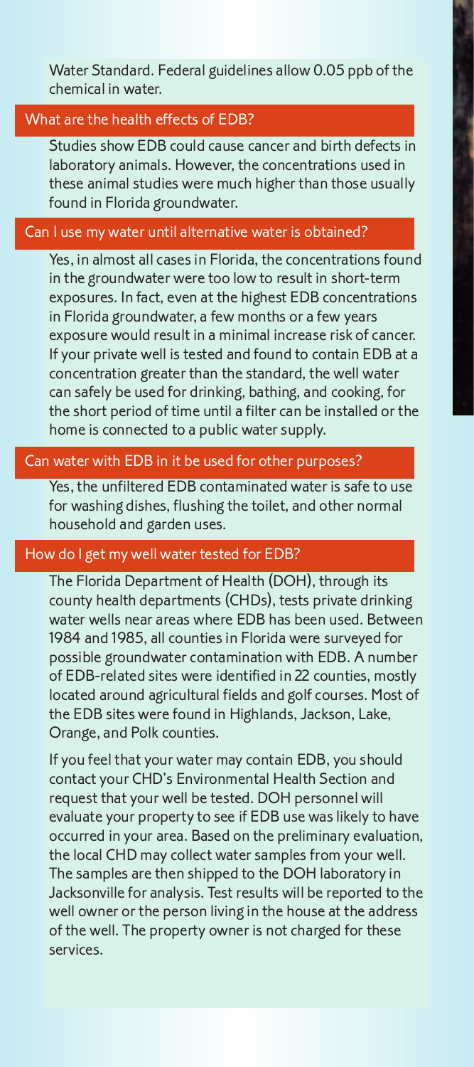Water Standard. Federal guidelines allow 0.05 ppb of the chemical in water.

## What are the health effects of EDB?

Studies show EDB could cause cancer and birth defects in laboratory animals. However, the concentrations used in these animal studies were much higher than those usually found in Florida groundwater.

## Can I use my water until alternative water is obtained?

Yes, in almost all cases in Florida, the concentrations found in the groundwater were too low to result in short-term exposures. In fact, even at the highest EDB concentrations in Florida groundwater, a few months or a few years exposure would result in a minimal increase risk of cancer. If your private well is tested and found to contain EDB at a concentration greater than the standard, the well water can safely be used for drinking, bathing, and cooking, for the short period of time until a filter can be installed or the home is connected to a public water supply.

## Can water with EDB in it be used for other purposes?

Yes, the unfiltered EDB contaminated water is safe to use for washing dishes, flushing the toilet, and other normal household and garden uses.

## How do I get my well water tested for EDB?

The Florida Department of Health (DOH), through its county health departments (CHDs), tests private drinking water wells near areas where EDB has been used. Between 1984 and 1985, all counties in Florida were surveyed for possible groundwater contamination with EDB. A number of EDB-related sites were identified in 22 counties, mostly located around agricultural fields and golf courses. Most of the EDB sites were found in Highlands, Jackson, Lake, Orange, and Polk counties.

If you feel that your water may contain EDB, you should contact your CHD's Environmental Health Section and request that your well be tested. DOH personnel will evaluate your property to see if EDB use was likely to have occurred in your area. Based on the preliminary evaluation, the local CHD may collect water samples from your well. The samples are then shipped to the DOH laboratory in Jacksonville for analysis. Test results will be reported to the well owner or the person living in the house at the address of the well. The property owner is not charged for these services.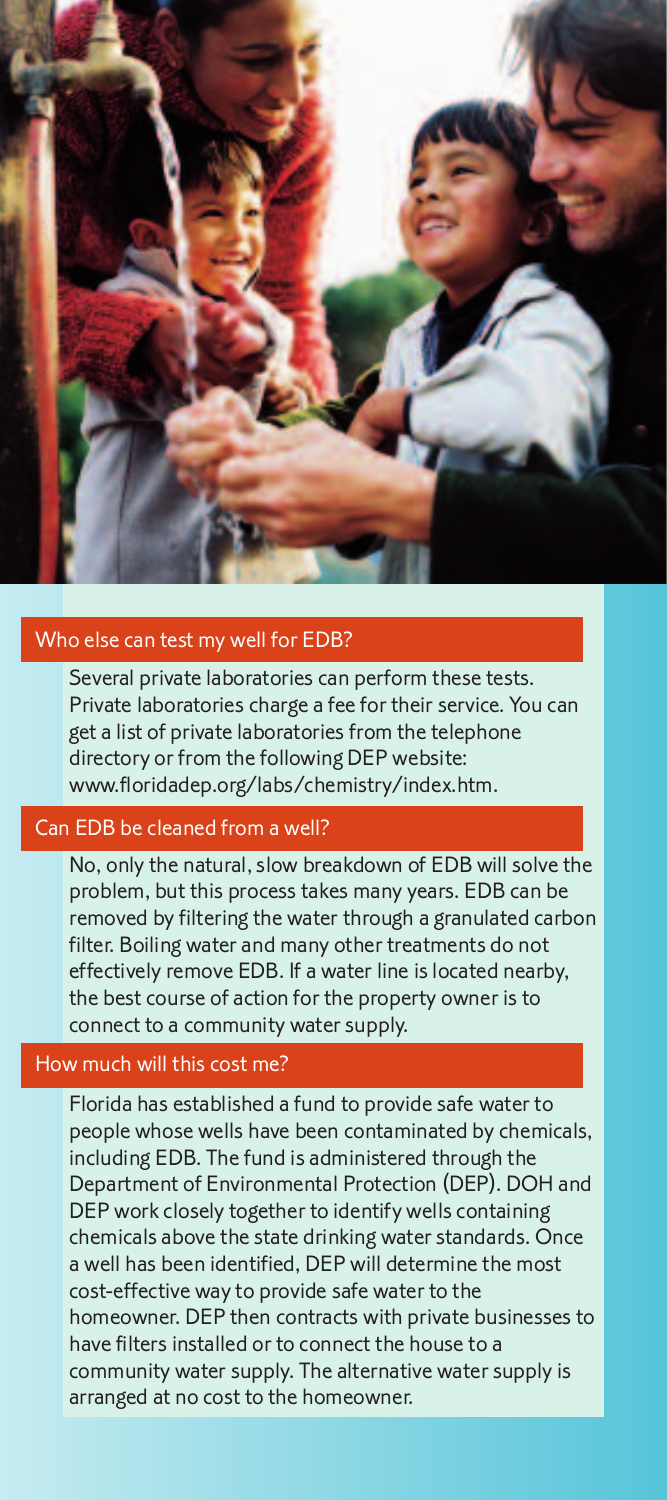## Who else can test my well for EDB?

Several private laboratories can perform these tests. Private laboratories charge a fee for their service. You can get a list of private laboratories from the telephone directory or from the following DEP website: www.floridadep.org/labs/chemistry/index.htm.

## Can EDB be cleaned from a well?

No, only the natural, slow breakdown of EDB will solve the problem, but this process takes many years. EDB can be removed by filtering the water through a granulated carbon filter. Boiling water and many other treatments do not effectively remove EDB. If a water line is located nearby, the best course of action for the property owner is to connect to a community water supply.

## How much will this cost me?

Florida has established a fund to provide safe water to people whose wells have been contaminated by chemicals, including EDB. The fund is administered through the Department of Environmental Protection (DEP). DOH and DEP work closely together to identify wells containing chemicals above the state drinking water standards. Once a well has been identified, DEP will determine the most cost-effective way to provide safe water to the homeowner. DEP then contracts with private businesses to have filters installed or to connect the house to a community water supply. The alternative water supply is arranged at no cost to the homeowner.